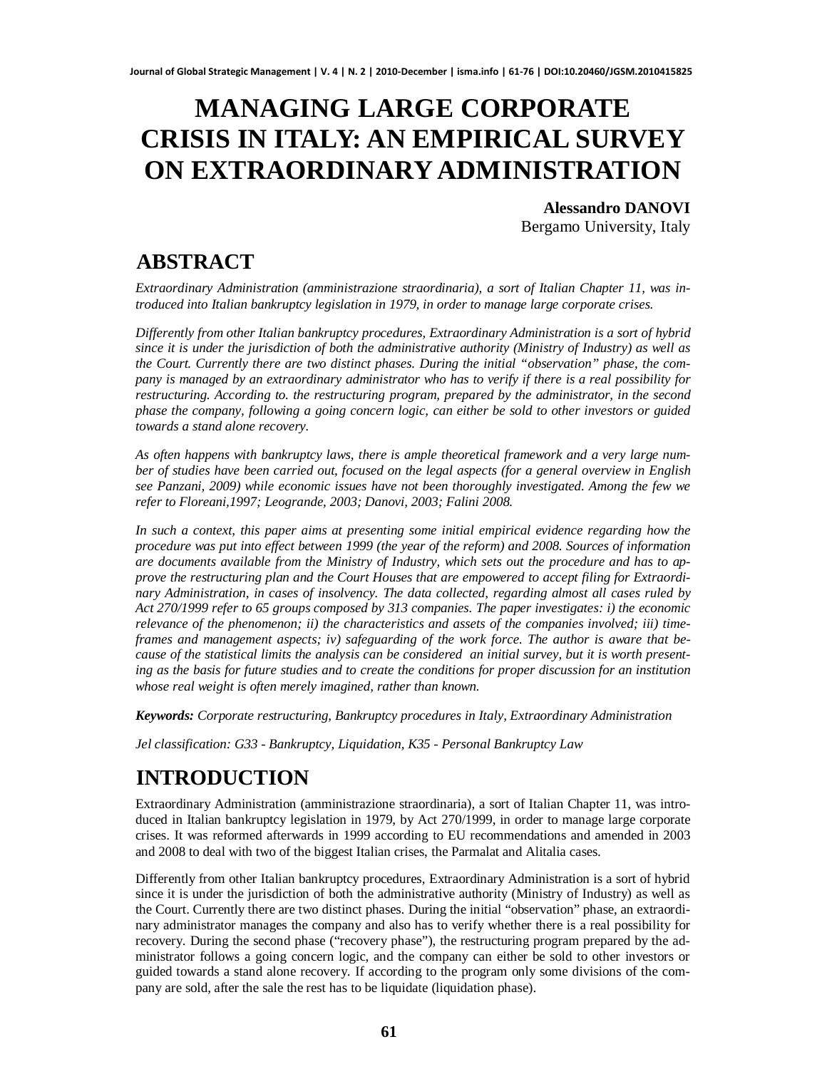# MANAGING LARGE CORPORATE CRISIS IN ITALY: AN EMPIRICAL SURVEY ON EXTRAORDINARY ADMINISTRATION

**Alessandro DANOVI**
Bergamo University, Italy

## ABSTRACT

*Extraordinary Administration (amministrazione straordinaria), a sort of Italian Chapter 11, was introduced into Italian bankruptcy legislation in 1979, in order to manage large corporate crises.*

*Differently from other Italian bankruptcy procedures, Extraordinary Administration is a sort of hybrid since it is under the jurisdiction of both the administrative authority (Ministry of Industry) as well as the Court. Currently there are two distinct phases. During the initial "observation" phase, the company is managed by an extraordinary administrator who has to verify if there is a real possibility for restructuring. According to. the restructuring program, prepared by the administrator, in the second phase the company, following a going concern logic, can either be sold to other investors or guided towards a stand alone recovery.*

*As often happens with bankruptcy laws, there is ample theoretical framework and a very large number of studies have been carried out, focused on the legal aspects (for a general overview in English see Panzani, 2009) while economic issues have not been thoroughly investigated. Among the few we refer to Floreani,1997; Leogrande, 2003; Danovi, 2003; Falini 2008.*

*In such a context, this paper aims at presenting some initial empirical evidence regarding how the procedure was put into effect between 1999 (the year of the reform) and 2008. Sources of information are documents available from the Ministry of Industry, which sets out the procedure and has to approve the restructuring plan and the Court Houses that are empowered to accept filing for Extraordinary Administration, in cases of insolvency. The data collected, regarding almost all cases ruled by Act 270/1999 refer to 65 groups composed by 313 companies. The paper investigates: i) the economic relevance of the phenomenon; ii) the characteristics and assets of the companies involved; iii) timeframes and management aspects; iv) safeguarding of the work force. The author is aware that because of the statistical limits the analysis can be considered an initial survey, but it is worth presenting as the basis for future studies and to create the conditions for proper discussion for an institution whose real weight is often merely imagined, rather than known.*

***Keywords:** Corporate restructuring, Bankruptcy procedures in Italy, Extraordinary Administration*

*Jel classification: G33 - Bankruptcy, Liquidation, K35 - Personal Bankruptcy Law*

## INTRODUCTION

Extraordinary Administration (amministrazione straordinaria), a sort of Italian Chapter 11, was introduced in Italian bankruptcy legislation in 1979, by Act 270/1999, in order to manage large corporate crises. It was reformed afterwards in 1999 according to EU recommendations and amended in 2003 and 2008 to deal with two of the biggest Italian crises, the Parmalat and Alitalia cases.

Differently from other Italian bankruptcy procedures, Extraordinary Administration is a sort of hybrid since it is under the jurisdiction of both the administrative authority (Ministry of Industry) as well as the Court. Currently there are two distinct phases. During the initial "observation" phase, an extraordinary administrator manages the company and also has to verify whether there is a real possibility for recovery. During the second phase ("recovery phase"), the restructuring program prepared by the administrator follows a going concern logic, and the company can either be sold to other investors or guided towards a stand alone recovery. If according to the program only some divisions of the company are sold, after the sale the rest has to be liquidate (liquidation phase).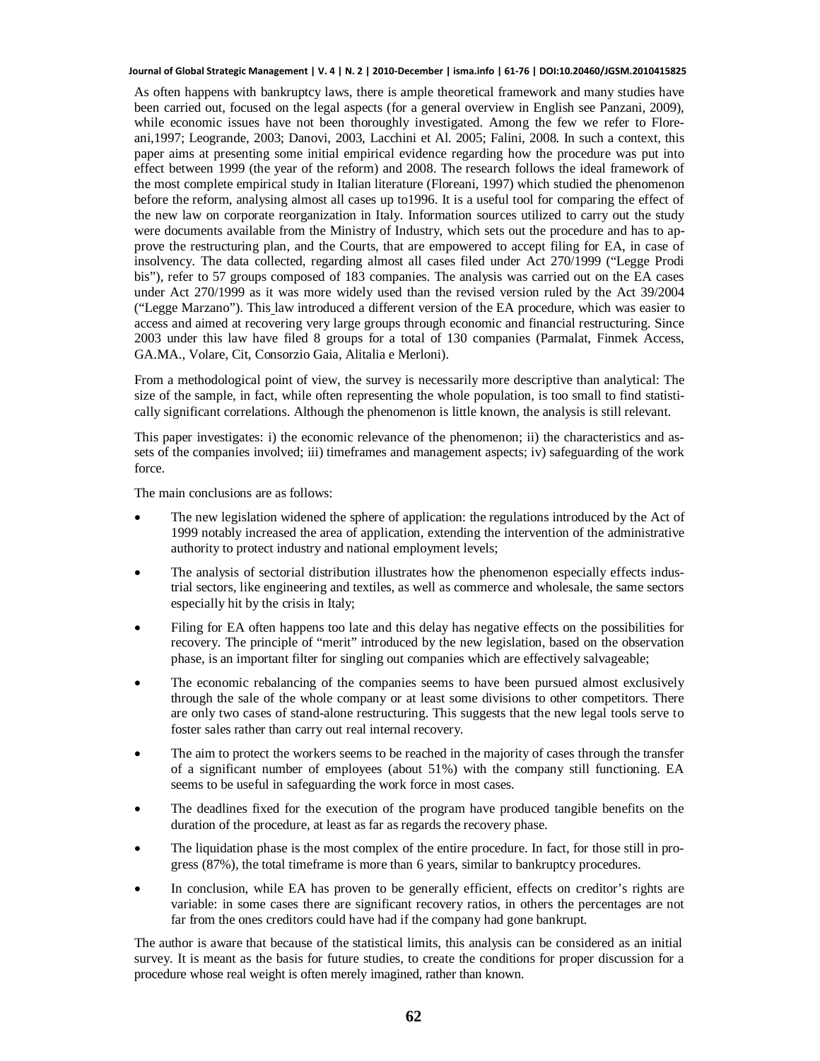As often happens with bankruptcy laws, there is ample theoretical framework and many studies have been carried out, focused on the legal aspects (for a general overview in English see Panzani, 2009), while economic issues have not been thoroughly investigated. Among the few we refer to Floreani,1997; Leogrande, 2003; Danovi, 2003, Lacchini et Al. 2005; Falini, 2008. In such a context, this paper aims at presenting some initial empirical evidence regarding how the procedure was put into effect between 1999 (the year of the reform) and 2008. The research follows the ideal framework of the most complete empirical study in Italian literature (Floreani, 1997) which studied the phenomenon before the reform, analysing almost all cases up to1996. It is a useful tool for comparing the effect of the new law on corporate reorganization in Italy. Information sources utilized to carry out the study were documents available from the Ministry of Industry, which sets out the procedure and has to approve the restructuring plan, and the Courts, that are empowered to accept filing for EA, in case of insolvency. The data collected, regarding almost all cases filed under Act 270/1999 ("Legge Prodi bis"), refer to 57 groups composed of 183 companies. The analysis was carried out on the EA cases under Act 270/1999 as it was more widely used than the revised version ruled by the Act 39/2004 ("Legge Marzano"). This law introduced a different version of the EA procedure, which was easier to access and aimed at recovering very large groups through economic and financial restructuring. Since 2003 under this law have filed 8 groups for a total of 130 companies (Parmalat, Finmek Access, GA.MA., Volare, Cit, Consorzio Gaia, Alitalia e Merloni).

From a methodological point of view, the survey is necessarily more descriptive than analytical: The size of the sample, in fact, while often representing the whole population, is too small to find statistically significant correlations. Although the phenomenon is little known, the analysis is still relevant.

This paper investigates: i) the economic relevance of the phenomenon; ii) the characteristics and assets of the companies involved; iii) timeframes and management aspects; iv) safeguarding of the work force.

The main conclusions are as follows:

- The new legislation widened the sphere of application: the regulations introduced by the Act of 1999 notably increased the area of application, extending the intervention of the administrative authority to protect industry and national employment levels;
- The analysis of sectorial distribution illustrates how the phenomenon especially effects industrial sectors, like engineering and textiles, as well as commerce and wholesale, the same sectors especially hit by the crisis in Italy;
- Filing for EA often happens too late and this delay has negative effects on the possibilities for recovery. The principle of "merit" introduced by the new legislation, based on the observation phase, is an important filter for singling out companies which are effectively salvageable;
- The economic rebalancing of the companies seems to have been pursued almost exclusively through the sale of the whole company or at least some divisions to other competitors. There are only two cases of stand-alone restructuring. This suggests that the new legal tools serve to foster sales rather than carry out real internal recovery.
- The aim to protect the workers seems to be reached in the majority of cases through the transfer of a significant number of employees (about 51%) with the company still functioning. EA seems to be useful in safeguarding the work force in most cases.
- The deadlines fixed for the execution of the program have produced tangible benefits on the duration of the procedure, at least as far as regards the recovery phase.
- The liquidation phase is the most complex of the entire procedure. In fact, for those still in progress (87%), the total timeframe is more than 6 years, similar to bankruptcy procedures.
- In conclusion, while EA has proven to be generally efficient, effects on creditor's rights are variable: in some cases there are significant recovery ratios, in others the percentages are not far from the ones creditors could have had if the company had gone bankrupt.

The author is aware that because of the statistical limits, this analysis can be considered as an initial survey. It is meant as the basis for future studies, to create the conditions for proper discussion for a procedure whose real weight is often merely imagined, rather than known.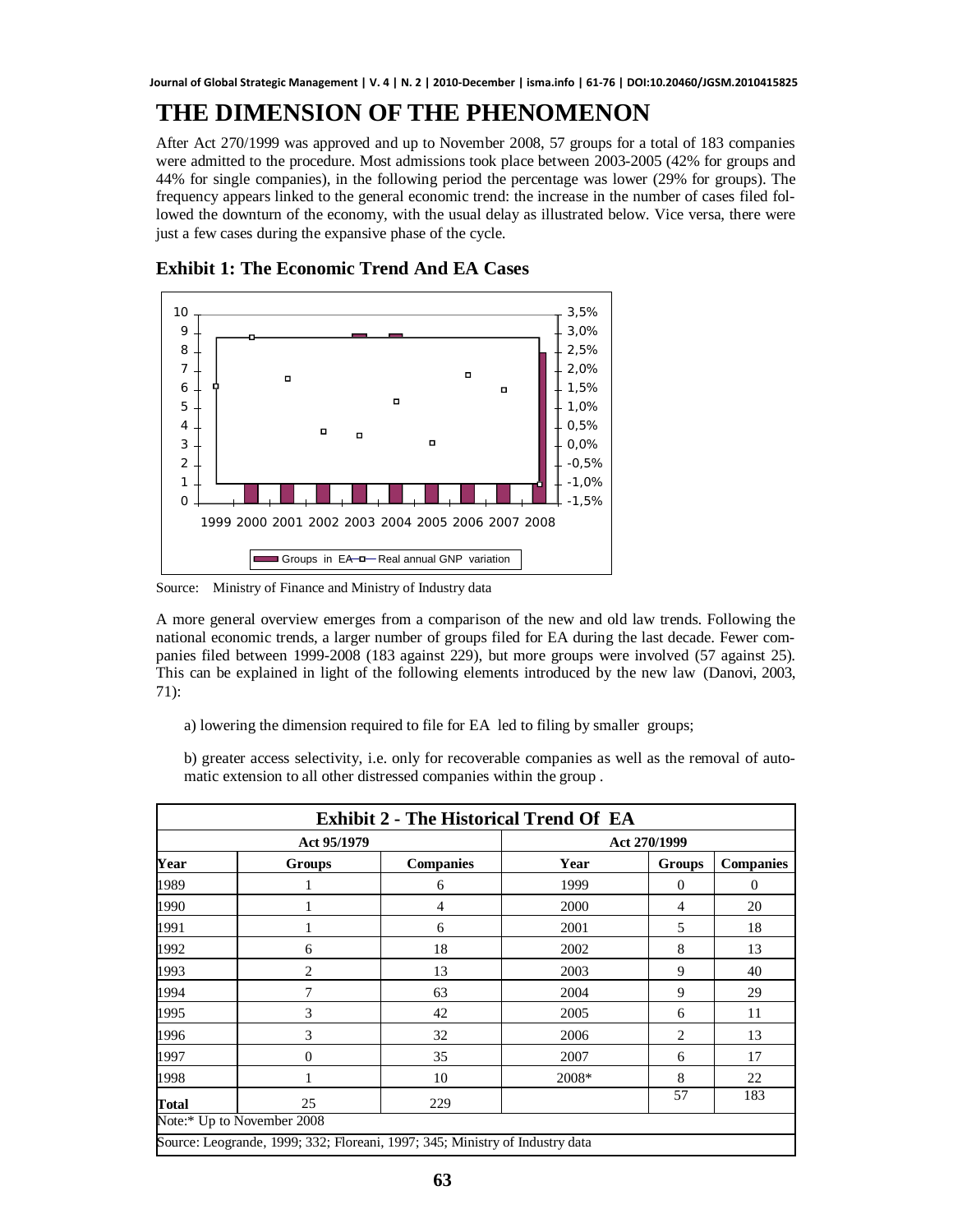# THE DIMENSION OF THE PHENOMENON

After Act 270/1999 was approved and up to November 2008, 57 groups for a total of 183 companies were admitted to the procedure. Most admissions took place between 2003-2005 (42% for groups and 44% for single companies), in the following period the percentage was lower (29% for groups). The frequency appears linked to the general economic trend: the increase in the number of cases filed followed the downturn of the economy, with the usual delay as illustrated below. Vice versa, there were just a few cases during the expansive phase of the cycle.

## Exhibit 1: The Economic Trend And EA Cases

Source: Ministry of Finance and Ministry of Industry data

A more general overview emerges from a comparison of the new and old law trends. Following the national economic trends, a larger number of groups filed for EA during the last decade. Fewer companies filed between 1999-2008 (183 against 229), but more groups were involved (57 against 25). This can be explained in light of the following elements introduced by the new law (Danovi, 2003, 71):

a) lowering the dimension required to file for EA led to filing by smaller groups;

b) greater access selectivity, i.e. only for recoverable companies as well as the removal of automatic extension to all other distressed companies within the group .

| Exhibit 2 - The Historical Trend Of EA | | | | | |
|---|---|---|---|---|---|
| Act 95/1979 | | | Act 270/1999 | | |
| Year | Groups | Companies | Year | Groups | Companies |
| 1989 | 1 | 6 | 1999 | 0 | 0 |
| 1990 | 1 | 4 | 2000 | 4 | 20 |
| 1991 | 1 | 6 | 2001 | 5 | 18 |
| 1992 | 6 | 18 | 2002 | 8 | 13 |
| 1993 | 2 | 13 | 2003 | 9 | 40 |
| 1994 | 7 | 63 | 2004 | 9 | 29 |
| 1995 | 3 | 42 | 2005 | 6 | 11 |
| 1996 | 3 | 32 | 2006 | 2 | 13 |
| 1997 | 0 | 35 | 2007 | 6 | 17 |
| 1998 | 1 | 10 | 2008* | 8 | 22 |
| Total | 25 | 229 | | 57 | 183 |

Note:* Up to November 2008

Source: Leogrande, 1999; 332; Floreani, 1997; 345; Ministry of Industry data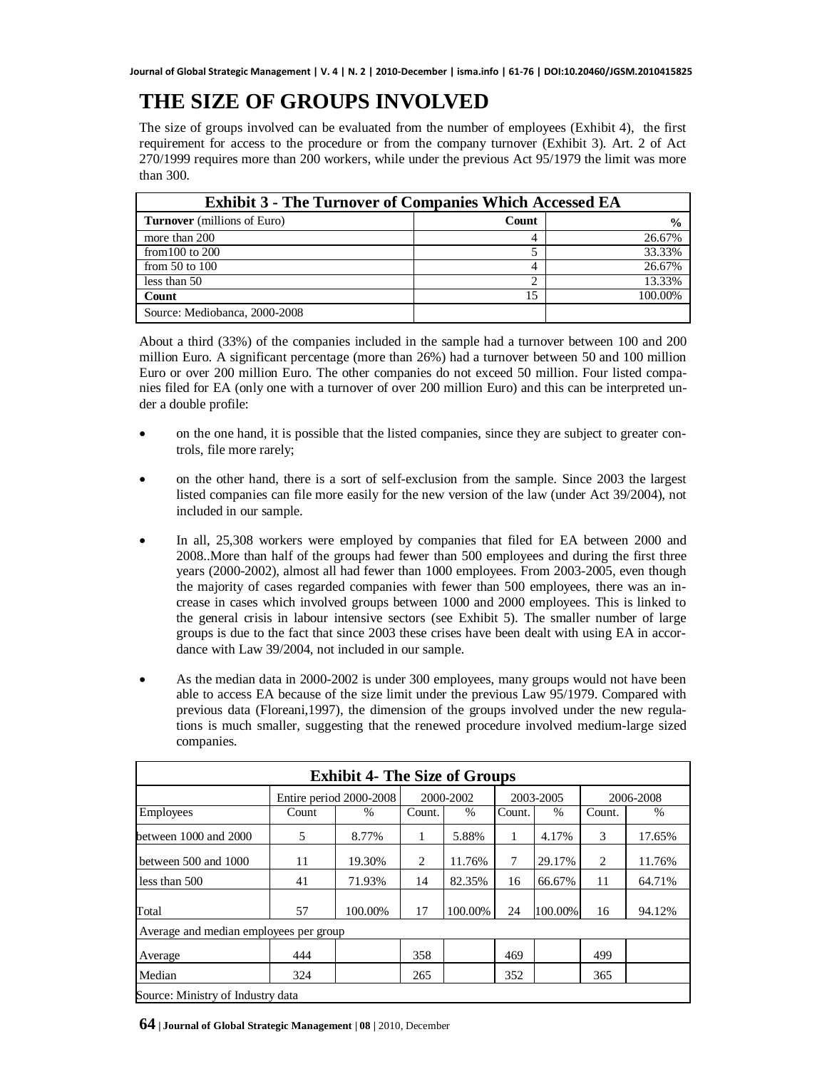# THE SIZE OF GROUPS INVOLVED

The size of groups involved can be evaluated from the number of employees (Exhibit 4), the first requirement for access to the procedure or from the company turnover (Exhibit 3). Art. 2 of Act 270/1999 requires more than 200 workers, while under the previous Act 95/1979 the limit was more than 300.

| Exhibit 3 - The Turnover of Companies Which Accessed EA | | |
|---|---|---|
| **Turnover** (millions of Euro) | **Count** | **%** |
| more than 200 | 4 | 26.67% |
| from100 to 200 | 5 | 33.33% |
| from 50 to 100 | 4 | 26.67% |
| less than 50 | 2 | 13.33% |
| **Count** | 15 | 100.00% |
| Source: Mediobanca, 2000-2008 | | |

About a third (33%) of the companies included in the sample had a turnover between 100 and 200 million Euro. A significant percentage (more than 26%) had a turnover between 50 and 100 million Euro or over 200 million Euro. The other companies do not exceed 50 million. Four listed companies filed for EA (only one with a turnover of over 200 million Euro) and this can be interpreted under a double profile:

- on the one hand, it is possible that the listed companies, since they are subject to greater controls, file more rarely;
- on the other hand, there is a sort of self-exclusion from the sample. Since 2003 the largest listed companies can file more easily for the new version of the law (under Act 39/2004), not included in our sample.
- In all, 25,308 workers were employed by companies that filed for EA between 2000 and 2008..More than half of the groups had fewer than 500 employees and during the first three years (2000-2002), almost all had fewer than 1000 employees. From 2003-2005, even though the majority of cases regarded companies with fewer than 500 employees, there was an increase in cases which involved groups between 1000 and 2000 employees. This is linked to the general crisis in labour intensive sectors (see Exhibit 5). The smaller number of large groups is due to the fact that since 2003 these crises have been dealt with using EA in accordance with Law 39/2004, not included in our sample.
- As the median data in 2000-2002 is under 300 employees, many groups would not have been able to access EA because of the size limit under the previous Law 95/1979. Compared with previous data (Floreani,1997), the dimension of the groups involved under the new regulations is much smaller, suggesting that the renewed procedure involved medium-large sized companies.

| Exhibit 4- The Size of Groups | | | | | | | | |
|---|---|---|---|---|---|---|---|---|
| | Entire period 2000-2008 | | 2000-2002 | | 2003-2005 | | 2006-2008 | |
| Employees | Count | % | Count. | % | Count. | % | Count. | % |
| between 1000 and 2000 | 5 | 8.77% | 1 | 5.88% | 1 | 4.17% | 3 | 17.65% |
| between 500 and 1000 | 11 | 19.30% | 2 | 11.76% | 7 | 29.17% | 2 | 11.76% |
| less than 500 | 41 | 71.93% | 14 | 82.35% | 16 | 66.67% | 11 | 64.71% |
| Total | 57 | 100.00% | 17 | 100.00% | 24 | 100.00% | 16 | 94.12% |
| Average and median employees per group | | | | | | | | |
| Average | 444 | | 358 | | 469 | | 499 | |
| Median | 324 | | 265 | | 352 | | 365 | |
| Source: Ministry of Industry data | | | | | | | | |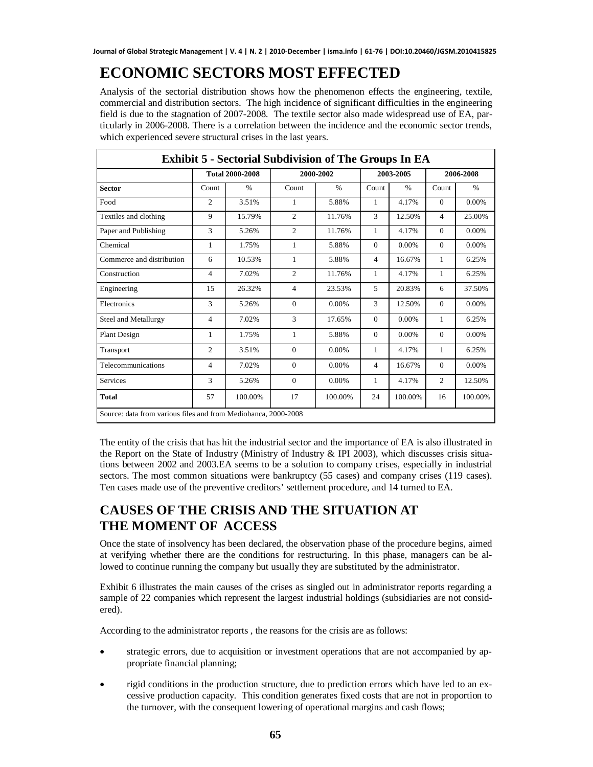# ECONOMIC SECTORS MOST EFFECTED

Analysis of the sectorial distribution shows how the phenomenon effects the engineering, textile, commercial and distribution sectors. The high incidence of significant difficulties in the engineering field is due to the stagnation of 2007-2008. The textile sector also made widespread use of EA, particularly in 2006-2008. There is a correlation between the incidence and the economic sector trends, which experienced severe structural crises in the last years.

**Exhibit 5 - Sectorial Subdivision of The Groups In EA**

| | Total 2000-2008 | | 2000-2002 | | 2003-2005 | | 2006-2008 | |
|---|---|---|---|---|---|---|---|---|
| **Sector** | Count | % | Count | % | Count | % | Count | % |
| Food | 2 | 3.51% | 1 | 5.88% | 1 | 4.17% | 0 | 0.00% |
| Textiles and clothing | 9 | 15.79% | 2 | 11.76% | 3 | 12.50% | 4 | 25.00% |
| Paper and Publishing | 3 | 5.26% | 2 | 11.76% | 1 | 4.17% | 0 | 0.00% |
| Chemical | 1 | 1.75% | 1 | 5.88% | 0 | 0.00% | 0 | 0.00% |
| Commerce and distribution | 6 | 10.53% | 1 | 5.88% | 4 | 16.67% | 1 | 6.25% |
| Construction | 4 | 7.02% | 2 | 11.76% | 1 | 4.17% | 1 | 6.25% |
| Engineering | 15 | 26.32% | 4 | 23.53% | 5 | 20.83% | 6 | 37.50% |
| Electronics | 3 | 5.26% | 0 | 0.00% | 3 | 12.50% | 0 | 0.00% |
| Steel and Metallurgy | 4 | 7.02% | 3 | 17.65% | 0 | 0.00% | 1 | 6.25% |
| Plant Design | 1 | 1.75% | 1 | 5.88% | 0 | 0.00% | 0 | 0.00% |
| Transport | 2 | 3.51% | 0 | 0.00% | 1 | 4.17% | 1 | 6.25% |
| Telecommunications | 4 | 7.02% | 0 | 0.00% | 4 | 16.67% | 0 | 0.00% |
| Services | 3 | 5.26% | 0 | 0.00% | 1 | 4.17% | 2 | 12.50% |
| **Total** | 57 | 100.00% | 17 | 100.00% | 24 | 100.00% | 16 | 100.00% |

Source: data from various files and from Mediobanca, 2000-2008

The entity of the crisis that has hit the industrial sector and the importance of EA is also illustrated in the Report on the State of Industry (Ministry of Industry & IPI 2003), which discusses crisis situations between 2002 and 2003.EA seems to be a solution to company crises, especially in industrial sectors. The most common situations were bankruptcy (55 cases) and company crises (119 cases). Ten cases made use of the preventive creditors' settlement procedure, and 14 turned to EA.

# CAUSES OF THE CRISIS AND THE SITUATION AT THE MOMENT OF ACCESS

Once the state of insolvency has been declared, the observation phase of the procedure begins, aimed at verifying whether there are the conditions for restructuring. In this phase, managers can be allowed to continue running the company but usually they are substituted by the administrator.

Exhibit 6 illustrates the main causes of the crises as singled out in administrator reports regarding a sample of 22 companies which represent the largest industrial holdings (subsidiaries are not considered).

According to the administrator reports , the reasons for the crisis are as follows:

- strategic errors, due to acquisition or investment operations that are not accompanied by appropriate financial planning;
- rigid conditions in the production structure, due to prediction errors which have led to an excessive production capacity. This condition generates fixed costs that are not in proportion to the turnover, with the consequent lowering of operational margins and cash flows;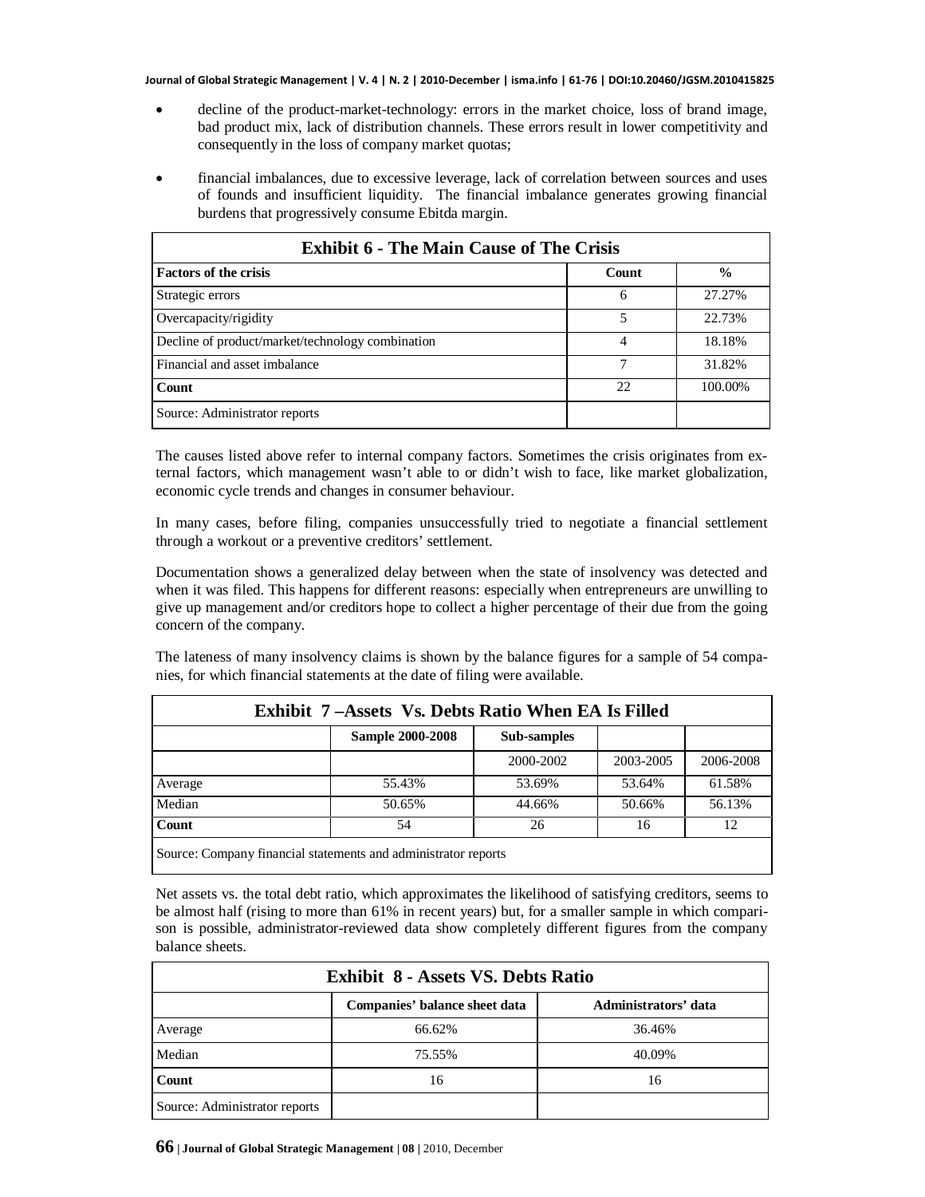- decline of the product-market-technology: errors in the market choice, loss of brand image, bad product mix, lack of distribution channels. These errors result in lower competitivity and consequently in the loss of company market quotas;
- financial imbalances, due to excessive leverage, lack of correlation between sources and uses of founds and insufficient liquidity. The financial imbalance generates growing financial burdens that progressively consume Ebitda margin.

| Exhibit 6 - The Main Cause of The Crisis | | |
|---|---|---|
| **Factors of the crisis** | **Count** | **%** |
| Strategic errors | 6 | 27.27% |
| Overcapacity/rigidity | 5 | 22.73% |
| Decline of product/market/technology combination | 4 | 18.18% |
| Financial and asset imbalance | 7 | 31.82% |
| **Count** | 22 | 100.00% |
| Source: Administrator reports | | |

The causes listed above refer to internal company factors. Sometimes the crisis originates from external factors, which management wasn't able to or didn't wish to face, like market globalization, economic cycle trends and changes in consumer behaviour.

In many cases, before filing, companies unsuccessfully tried to negotiate a financial settlement through a workout or a preventive creditors' settlement.

Documentation shows a generalized delay between when the state of insolvency was detected and when it was filed. This happens for different reasons: especially when entrepreneurs are unwilling to give up management and/or creditors hope to collect a higher percentage of their due from the going concern of the company.

The lateness of many insolvency claims is shown by the balance figures for a sample of 54 companies, for which financial statements at the date of filing were available.

| Exhibit 7 –Assets Vs. Debts Ratio When EA Is Filled | | | | |
|---|---|---|---|---|
| | **Sample 2000-2008** | **Sub-samples** | | |
| | | 2000-2002 | 2003-2005 | 2006-2008 |
| Average | 55.43% | 53.69% | 53.64% | 61.58% |
| Median | 50.65% | 44.66% | 50.66% | 56.13% |
| **Count** | 54 | 26 | 16 | 12 |
| Source: Company financial statements and administrator reports | | | | |

Net assets vs. the total debt ratio, which approximates the likelihood of satisfying creditors, seems to be almost half (rising to more than 61% in recent years) but, for a smaller sample in which comparison is possible, administrator-reviewed data show completely different figures from the company balance sheets.

| Exhibit 8 - Assets VS. Debts Ratio | | |
|---|---|---|
| | **Companies' balance sheet data** | **Administrators' data** |
| Average | 66.62% | 36.46% |
| Median | 75.55% | 40.09% |
| **Count** | 16 | 16 |
| Source: Administrator reports | | |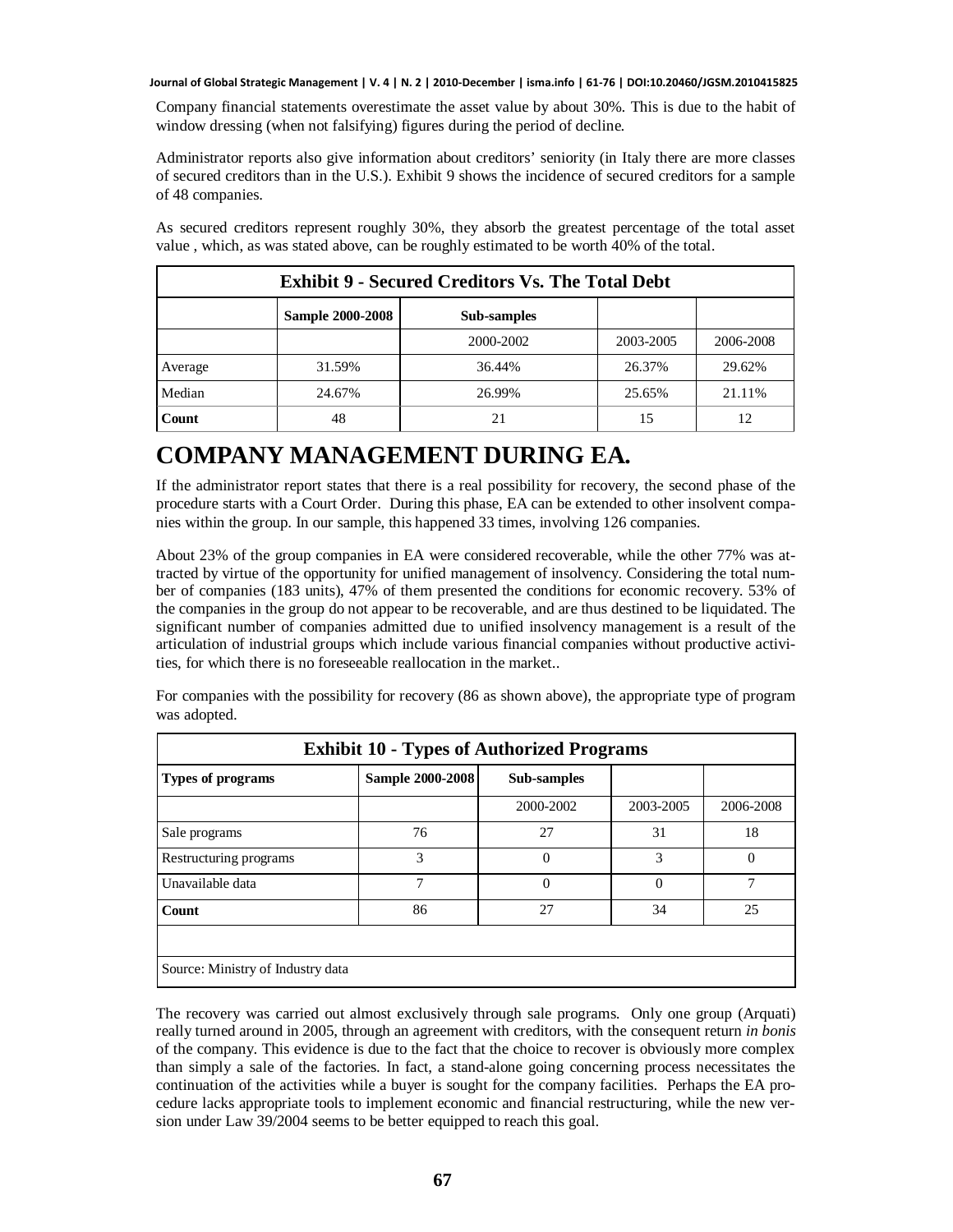Company financial statements overestimate the asset value by about 30%. This is due to the habit of window dressing (when not falsifying) figures during the period of decline.

Administrator reports also give information about creditors' seniority (in Italy there are more classes of secured creditors than in the U.S.). Exhibit 9 shows the incidence of secured creditors for a sample of 48 companies.

As secured creditors represent roughly 30%, they absorb the greatest percentage of the total asset value , which, as was stated above, can be roughly estimated to be worth 40% of the total.

**Exhibit 9 - Secured Creditors Vs. The Total Debt**

| | Sample 2000-2008 | Sub-samples | | |
|---|---|---|---|---|
| | | 2000-2002 | 2003-2005 | 2006-2008 |
| Average | 31.59% | 36.44% | 26.37% | 29.62% |
| Median | 24.67% | 26.99% | 25.65% | 21.11% |
| **Count** | 48 | 21 | 15 | 12 |

# COMPANY MANAGEMENT DURING EA.

If the administrator report states that there is a real possibility for recovery, the second phase of the procedure starts with a Court Order. During this phase, EA can be extended to other insolvent companies within the group. In our sample, this happened 33 times, involving 126 companies.

About 23% of the group companies in EA were considered recoverable, while the other 77% was attracted by virtue of the opportunity for unified management of insolvency. Considering the total number of companies (183 units), 47% of them presented the conditions for economic recovery. 53% of the companies in the group do not appear to be recoverable, and are thus destined to be liquidated. The significant number of companies admitted due to unified insolvency management is a result of the articulation of industrial groups which include various financial companies without productive activities, for which there is no foreseeable reallocation in the market..

For companies with the possibility for recovery (86 as shown above), the appropriate type of program was adopted.

**Exhibit 10 - Types of Authorized Programs**

| Types of programs | Sample 2000-2008 | Sub-samples | | |
|---|---|---|---|---|
| | | 2000-2002 | 2003-2005 | 2006-2008 |
| Sale programs | 76 | 27 | 31 | 18 |
| Restructuring programs | 3 | 0 | 3 | 0 |
| Unavailable data | 7 | 0 | 0 | 7 |
| **Count** | 86 | 27 | 34 | 25 |

Source: Ministry of Industry data

The recovery was carried out almost exclusively through sale programs. Only one group (Arquati) really turned around in 2005, through an agreement with creditors, with the consequent return *in bonis* of the company. This evidence is due to the fact that the choice to recover is obviously more complex than simply a sale of the factories. In fact, a stand-alone going concerning process necessitates the continuation of the activities while a buyer is sought for the company facilities. Perhaps the EA procedure lacks appropriate tools to implement economic and financial restructuring, while the new version under Law 39/2004 seems to be better equipped to reach this goal.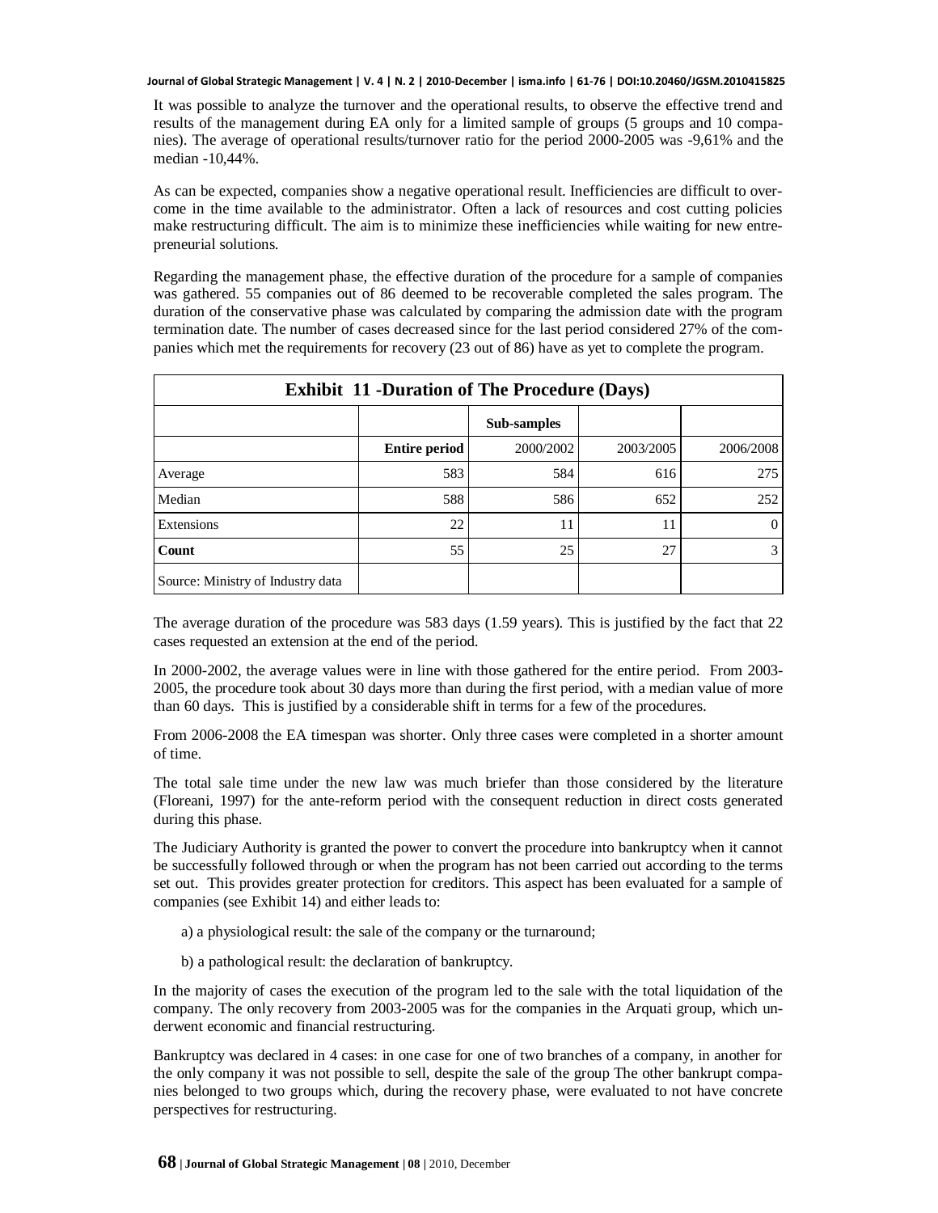It was possible to analyze the turnover and the operational results, to observe the effective trend and results of the management during EA only for a limited sample of groups (5 groups and 10 companies). The average of operational results/turnover ratio for the period 2000-2005 was -9,61% and the median -10,44%.

As can be expected, companies show a negative operational result. Inefficiencies are difficult to overcome in the time available to the administrator. Often a lack of resources and cost cutting policies make restructuring difficult. The aim is to minimize these inefficiencies while waiting for new entrepreneurial solutions.

Regarding the management phase, the effective duration of the procedure for a sample of companies was gathered. 55 companies out of 86 deemed to be recoverable completed the sales program. The duration of the conservative phase was calculated by comparing the admission date with the program termination date. The number of cases decreased since for the last period considered 27% of the companies which met the requirements for recovery (23 out of 86) have as yet to complete the program.

**Exhibit 11 -Duration of The Procedure (Days)**

| | | Sub-samples | | |
|---|---|---|---|---|
| | **Entire period** | 2000/2002 | 2003/2005 | 2006/2008 |
| Average | 583 | 584 | 616 | 275 |
| Median | 588 | 586 | 652 | 252 |
| Extensions | 22 | 11 | 11 | 0 |
| **Count** | 55 | 25 | 27 | 3 |
| Source: Ministry of Industry data | | | | |

The average duration of the procedure was 583 days (1.59 years). This is justified by the fact that 22 cases requested an extension at the end of the period.

In 2000-2002, the average values were in line with those gathered for the entire period. From 2003-2005, the procedure took about 30 days more than during the first period, with a median value of more than 60 days. This is justified by a considerable shift in terms for a few of the procedures.

From 2006-2008 the EA timespan was shorter. Only three cases were completed in a shorter amount of time.

The total sale time under the new law was much briefer than those considered by the literature (Floreani, 1997) for the ante-reform period with the consequent reduction in direct costs generated during this phase.

The Judiciary Authority is granted the power to convert the procedure into bankruptcy when it cannot be successfully followed through or when the program has not been carried out according to the terms set out. This provides greater protection for creditors. This aspect has been evaluated for a sample of companies (see Exhibit 14) and either leads to:

a) a physiological result: the sale of the company or the turnaround;

b) a pathological result: the declaration of bankruptcy.

In the majority of cases the execution of the program led to the sale with the total liquidation of the company. The only recovery from 2003-2005 was for the companies in the Arquati group, which underwent economic and financial restructuring.

Bankruptcy was declared in 4 cases: in one case for one of two branches of a company, in another for the only company it was not possible to sell, despite the sale of the group The other bankrupt companies belonged to two groups which, during the recovery phase, were evaluated to not have concrete perspectives for restructuring.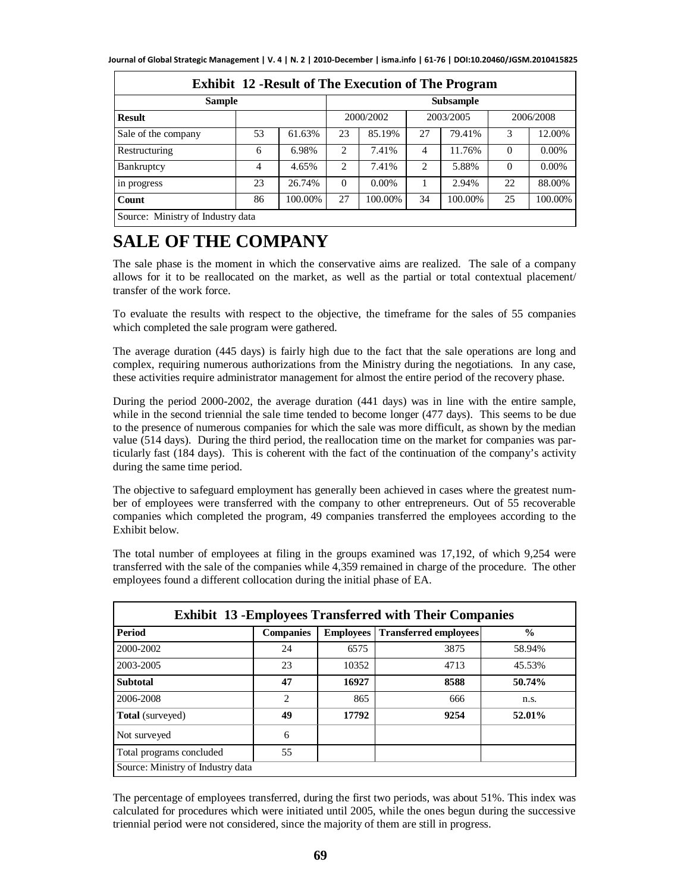**Exhibit 12 -Result of The Execution of The Program**

| Sample | | | Subsample | | | | | |
|---|---|---|---|---|---|---|---|---|
| **Result** | | | 2000/2002 | | 2003/2005 | | 2006/2008 | |
| Sale of the company | 53 | 61.63% | 23 | 85.19% | 27 | 79.41% | 3 | 12.00% |
| Restructuring | 6 | 6.98% | 2 | 7.41% | 4 | 11.76% | 0 | 0.00% |
| Bankruptcy | 4 | 4.65% | 2 | 7.41% | 2 | 5.88% | 0 | 0.00% |
| in progress | 23 | 26.74% | 0 | 0.00% | 1 | 2.94% | 22 | 88.00% |
| **Count** | 86 | 100.00% | 27 | 100.00% | 34 | 100.00% | 25 | 100.00% |

Source: Ministry of Industry data

# SALE OF THE COMPANY

The sale phase is the moment in which the conservative aims are realized. The sale of a company allows for it to be reallocated on the market, as well as the partial or total contextual placement/ transfer of the work force.

To evaluate the results with respect to the objective, the timeframe for the sales of 55 companies which completed the sale program were gathered.

The average duration (445 days) is fairly high due to the fact that the sale operations are long and complex, requiring numerous authorizations from the Ministry during the negotiations. In any case, these activities require administrator management for almost the entire period of the recovery phase.

During the period 2000-2002, the average duration (441 days) was in line with the entire sample, while in the second triennial the sale time tended to become longer (477 days). This seems to be due to the presence of numerous companies for which the sale was more difficult, as shown by the median value (514 days). During the third period, the reallocation time on the market for companies was particularly fast (184 days). This is coherent with the fact of the continuation of the company's activity during the same time period.

The objective to safeguard employment has generally been achieved in cases where the greatest number of employees were transferred with the company to other entrepreneurs. Out of 55 recoverable companies which completed the program, 49 companies transferred the employees according to the Exhibit below.

The total number of employees at filing in the groups examined was 17,192, of which 9,254 were transferred with the sale of the companies while 4,359 remained in charge of the procedure. The other employees found a different collocation during the initial phase of EA.

**Exhibit 13 -Employees Transferred with Their Companies**

| Period | Companies | Employees | Transferred employees | % |
|---|---|---|---|---|
| 2000-2002 | 24 | 6575 | 3875 | 58.94% |
| 2003-2005 | 23 | 10352 | 4713 | 45.53% |
| **Subtotal** | **47** | **16927** | **8588** | **50.74%** |
| 2006-2008 | 2 | 865 | 666 | n.s. |
| **Total** (surveyed) | **49** | **17792** | **9254** | **52.01%** |
| Not surveyed | 6 | | | |
| Total programs concluded | 55 | | | |

Source: Ministry of Industry data

The percentage of employees transferred, during the first two periods, was about 51%. This index was calculated for procedures which were initiated until 2005, while the ones begun during the successive triennial period were not considered, since the majority of them are still in progress.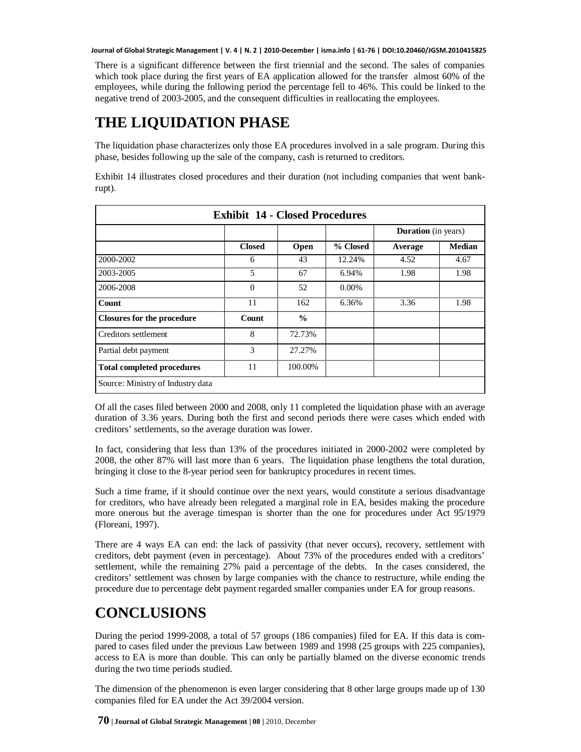There is a significant difference between the first triennial and the second. The sales of companies which took place during the first years of EA application allowed for the transfer almost 60% of the employees, while during the following period the percentage fell to 46%. This could be linked to the negative trend of 2003-2005, and the consequent difficulties in reallocating the employees.

# THE LIQUIDATION PHASE

The liquidation phase characterizes only those EA procedures involved in a sale program. During this phase, besides following up the sale of the company, cash is returned to creditors.

Exhibit 14 illustrates closed procedures and their duration (not including companies that went bankrupt).

**Exhibit 14 - Closed Procedures**

| | | | | **Duration** (in years) | |
|---|---|---|---|---|---|
| | **Closed** | **Open** | **% Closed** | **Average** | **Median** |
| 2000-2002 | 6 | 43 | 12.24% | 4.52 | 4.67 |
| 2003-2005 | 5 | 67 | 6.94% | 1.98 | 1.98 |
| 2006-2008 | 0 | 52 | 0.00% | | |
| **Count** | 11 | 162 | 6.36% | 3.36 | 1.98 |
| **Closures for the procedure** | **Count** | **%** | | | |
| Creditors settlement | 8 | 72.73% | | | |
| Partial debt payment | 3 | 27.27% | | | |
| **Total completed procedures** | 11 | 100.00% | | | |

Source: Ministry of Industry data

Of all the cases filed between 2000 and 2008, only 11 completed the liquidation phase with an average duration of 3.36 years. During both the first and second periods there were cases which ended with creditors' settlements, so the average duration was lower.

In fact, considering that less than 13% of the procedures initiated in 2000-2002 were completed by 2008, the other 87% will last more than 6 years. The liquidation phase lengthens the total duration, bringing it close to the 8-year period seen for bankruptcy procedures in recent times.

Such a time frame, if it should continue over the next years, would constitute a serious disadvantage for creditors, who have already been relegated a marginal role in EA, besides making the procedure more onerous but the average timespan is shorter than the one for procedures under Act 95/1979 (Floreani, 1997).

There are 4 ways EA can end: the lack of passivity (that never occurs), recovery, settlement with creditors, debt payment (even in percentage). About 73% of the procedures ended with a creditors' settlement, while the remaining 27% paid a percentage of the debts. In the cases considered, the creditors' settlement was chosen by large companies with the chance to restructure, while ending the procedure due to percentage debt payment regarded smaller companies under EA for group reasons.

# CONCLUSIONS

During the period 1999-2008, a total of 57 groups (186 companies) filed for EA. If this data is compared to cases filed under the previous Law between 1989 and 1998 (25 groups with 225 companies), access to EA is more than double. This can only be partially blamed on the diverse economic trends during the two time periods studied.

The dimension of the phenomenon is even larger considering that 8 other large groups made up of 130 companies filed for EA under the Act 39/2004 version.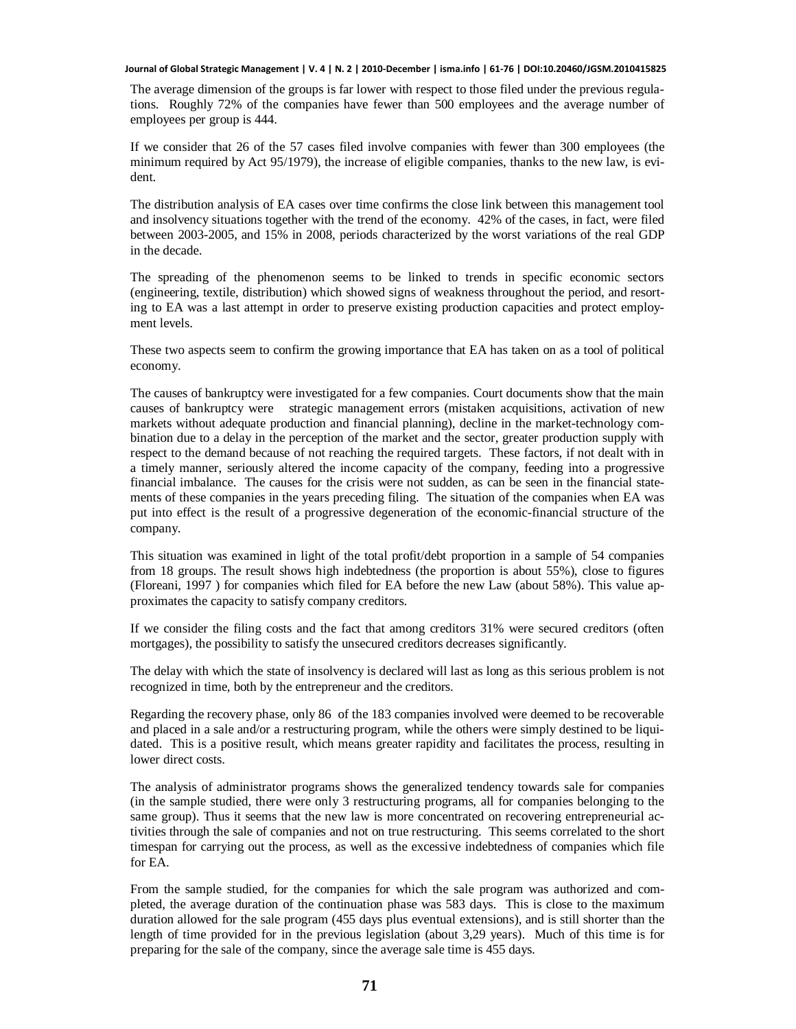The average dimension of the groups is far lower with respect to those filed under the previous regulations. Roughly 72% of the companies have fewer than 500 employees and the average number of employees per group is 444.

If we consider that 26 of the 57 cases filed involve companies with fewer than 300 employees (the minimum required by Act 95/1979), the increase of eligible companies, thanks to the new law, is evident.

The distribution analysis of EA cases over time confirms the close link between this management tool and insolvency situations together with the trend of the economy. 42% of the cases, in fact, were filed between 2003-2005, and 15% in 2008, periods characterized by the worst variations of the real GDP in the decade.

The spreading of the phenomenon seems to be linked to trends in specific economic sectors (engineering, textile, distribution) which showed signs of weakness throughout the period, and resorting to EA was a last attempt in order to preserve existing production capacities and protect employment levels.

These two aspects seem to confirm the growing importance that EA has taken on as a tool of political economy.

The causes of bankruptcy were investigated for a few companies. Court documents show that the main causes of bankruptcy were strategic management errors (mistaken acquisitions, activation of new markets without adequate production and financial planning), decline in the market-technology combination due to a delay in the perception of the market and the sector, greater production supply with respect to the demand because of not reaching the required targets. These factors, if not dealt with in a timely manner, seriously altered the income capacity of the company, feeding into a progressive financial imbalance. The causes for the crisis were not sudden, as can be seen in the financial statements of these companies in the years preceding filing. The situation of the companies when EA was put into effect is the result of a progressive degeneration of the economic-financial structure of the company.

This situation was examined in light of the total profit/debt proportion in a sample of 54 companies from 18 groups. The result shows high indebtedness (the proportion is about 55%), close to figures (Floreani, 1997 ) for companies which filed for EA before the new Law (about 58%). This value approximates the capacity to satisfy company creditors.

If we consider the filing costs and the fact that among creditors 31% were secured creditors (often mortgages), the possibility to satisfy the unsecured creditors decreases significantly.

The delay with which the state of insolvency is declared will last as long as this serious problem is not recognized in time, both by the entrepreneur and the creditors.

Regarding the recovery phase, only 86 of the 183 companies involved were deemed to be recoverable and placed in a sale and/or a restructuring program, while the others were simply destined to be liquidated. This is a positive result, which means greater rapidity and facilitates the process, resulting in lower direct costs.

The analysis of administrator programs shows the generalized tendency towards sale for companies (in the sample studied, there were only 3 restructuring programs, all for companies belonging to the same group). Thus it seems that the new law is more concentrated on recovering entrepreneurial activities through the sale of companies and not on true restructuring. This seems correlated to the short timespan for carrying out the process, as well as the excessive indebtedness of companies which file for EA.

From the sample studied, for the companies for which the sale program was authorized and completed, the average duration of the continuation phase was 583 days. This is close to the maximum duration allowed for the sale program (455 days plus eventual extensions), and is still shorter than the length of time provided for in the previous legislation (about 3,29 years). Much of this time is for preparing for the sale of the company, since the average sale time is 455 days.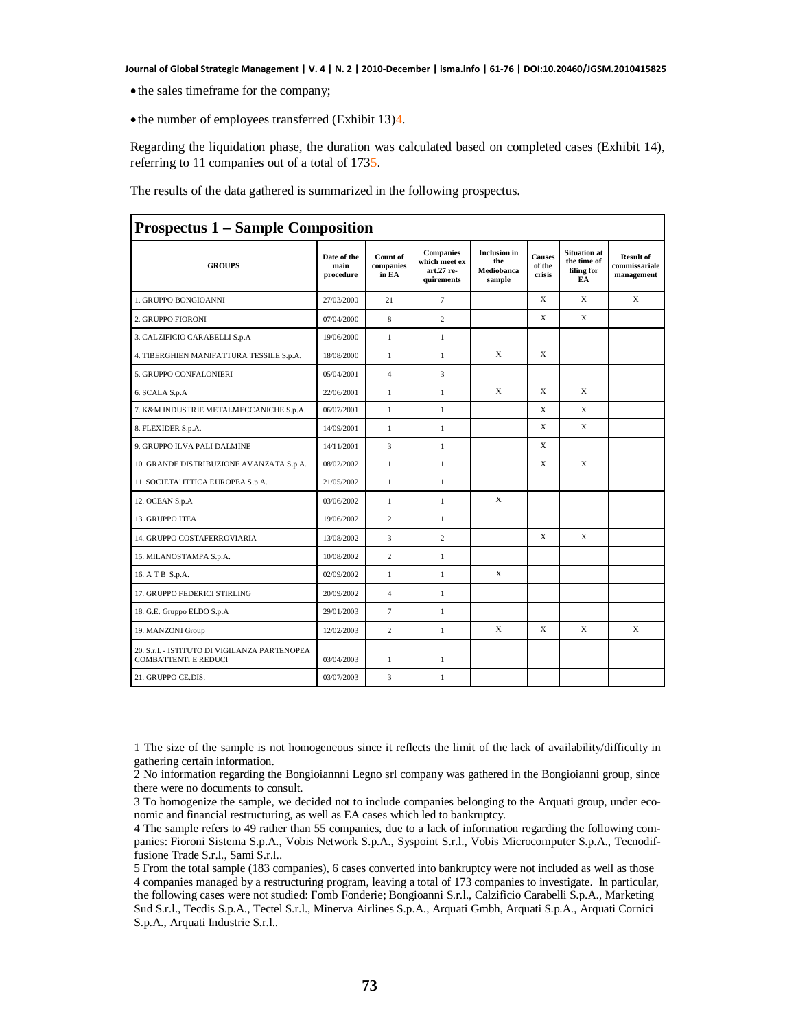- the sales timeframe for the company;
- the number of employees transferred (Exhibit 13)[4].

Regarding the liquidation phase, the duration was calculated based on completed cases (Exhibit 14), referring to 11 companies out of a total of 173[5].

The results of the data gathered is summarized in the following prospectus.

**Prospectus 1 – Sample Composition**

| GROUPS | Date of the main procedure | Count of companies in EA | Companies which meet ex art.27 requirements | Inclusion in the Mediobanca sample | Causes of the crisis | Situation at the time of filing for EA | Result of commissariale management |
|---|---|---|---|---|---|---|---|
| 1. GRUPPO BONGIOANNI | 27/03/2000 | 21 | 7 | | X | X | X |
| 2. GRUPPO FIORONI | 07/04/2000 | 8 | 2 | | X | X | |
| 3. CALZIFICIO CARABELLI S.p.A | 19/06/2000 | 1 | 1 | | | | |
| 4. TIBERGHIEN MANIFATTURA TESSILE S.p.A. | 18/08/2000 | 1 | 1 | X | X | | |
| 5. GRUPPO CONFALONIERI | 05/04/2001 | 4 | 3 | | | | |
| 6. SCALA S.p.A | 22/06/2001 | 1 | 1 | X | X | X | |
| 7. K&M INDUSTRIE METALMECCANICHE S.p.A. | 06/07/2001 | 1 | 1 | | X | X | |
| 8. FLEXIDER S.p.A. | 14/09/2001 | 1 | 1 | | X | X | |
| 9. GRUPPO ILVA PALI DALMINE | 14/11/2001 | 3 | 1 | | X | | |
| 10. GRANDE DISTRIBUZIONE AVANZATA S.p.A. | 08/02/2002 | 1 | 1 | | X | X | |
| 11. SOCIETA' ITTICA EUROPEA S.p.A. | 21/05/2002 | 1 | 1 | | | | |
| 12. OCEAN S.p.A | 03/06/2002 | 1 | 1 | X | | | |
| 13. GRUPPO ITEA | 19/06/2002 | 2 | 1 | | | | |
| 14. GRUPPO COSTAFERROVIARIA | 13/08/2002 | 3 | 2 | | X | X | |
| 15. MILANOSTAMPA S.p.A. | 10/08/2002 | 2 | 1 | | | | |
| 16. A T B S.p.A. | 02/09/2002 | 1 | 1 | X | | | |
| 17. GRUPPO FEDERICI STIRLING | 20/09/2002 | 4 | 1 | | | | |
| 18. G.E. Gruppo ELDO S.p.A | 29/01/2003 | 7 | 1 | | | | |
| 19. MANZONI Group | 12/02/2003 | 2 | 1 | X | X | X | X |
| 20. S.r.l. - ISTITUTO DI VIGILANZA PARTENOPEA COMBATTENTI E REDUCI | 03/04/2003 | 1 | 1 | | | | |
| 21. GRUPPO CE.DIS. | 03/07/2003 | 3 | 1 | | | | |

1 The size of the sample is not homogeneous since it reflects the limit of the lack of availability/difficulty in gathering certain information.

2 No information regarding the Bongioiannni Legno srl company was gathered in the Bongioianni group, since there were no documents to consult.

3 To homogenize the sample, we decided not to include companies belonging to the Arquati group, under economic and financial restructuring, as well as EA cases which led to bankruptcy.

4 The sample refers to 49 rather than 55 companies, due to a lack of information regarding the following companies: Fioroni Sistema S.p.A., Vobis Network S.p.A., Syspoint S.r.l., Vobis Microcomputer S.p.A., Tecnodiffusione Trade S.r.l., Sami S.r.l..

5 From the total sample (183 companies), 6 cases converted into bankruptcy were not included as well as those 4 companies managed by a restructuring program, leaving a total of 173 companies to investigate. In particular, the following cases were not studied: Fomb Fonderie; Bongioanni S.r.l., Calzificio Carabelli S.p.A., Marketing Sud S.r.l., Tecdis S.p.A., Tectel S.r.l., Minerva Airlines S.p.A., Arquati Gmbh, Arquati S.p.A., Arquati Cornici S.p.A., Arquati Industrie S.r.l..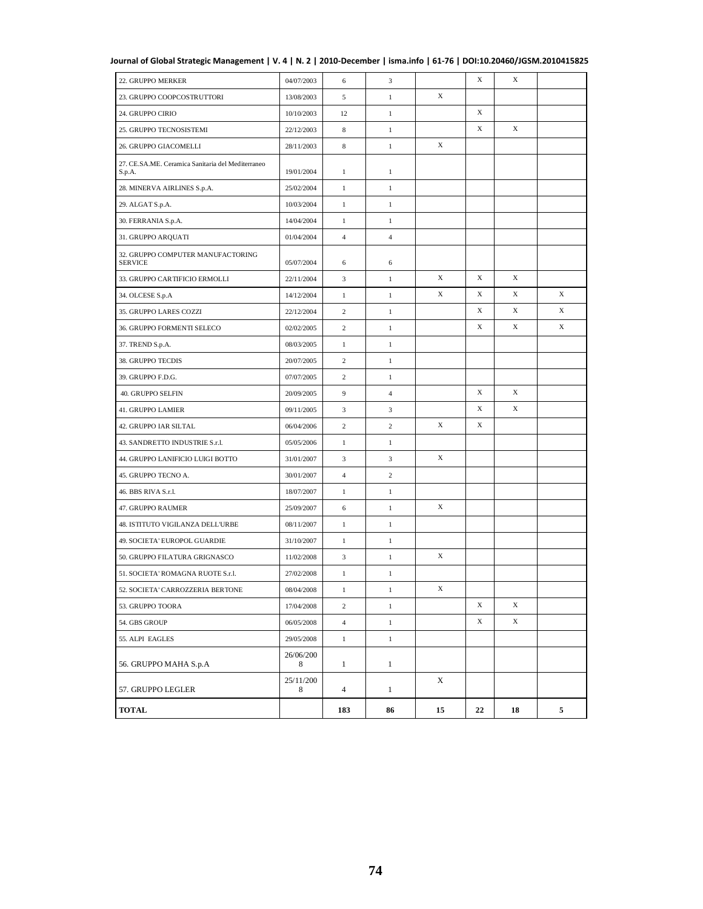| | | | | | | | |
|---|---|---|---|---|---|---|---|
| 22. GRUPPO MERKER | 04/07/2003 | 6 | 3 | | X | X | |
| 23. GRUPPO COOPCOSTRUTTORI | 13/08/2003 | 5 | 1 | X | | | |
| 24. GRUPPO CIRIO | 10/10/2003 | 12 | 1 | | X | | |
| 25. GRUPPO TECNOSISTEMI | 22/12/2003 | 8 | 1 | | X | X | |
| 26. GRUPPO GIACOMELLI | 28/11/2003 | 8 | 1 | X | | | |
| 27. CE.SA.ME. Ceramica Sanitaria del Mediterraneo S.p.A. | 19/01/2004 | 1 | 1 | | | | |
| 28. MINERVA AIRLINES S.p.A. | 25/02/2004 | 1 | 1 | | | | |
| 29. ALGAT S.p.A. | 10/03/2004 | 1 | 1 | | | | |
| 30. FERRANIA S.p.A. | 14/04/2004 | 1 | 1 | | | | |
| 31. GRUPPO ARQUATI | 01/04/2004 | 4 | 4 | | | | |
| 32. GRUPPO COMPUTER MANUFACTORING SERVICE | 05/07/2004 | 6 | 6 | | | | |
| 33. GRUPPO CARTIFICIO ERMOLLI | 22/11/2004 | 3 | 1 | X | X | X | |
| 34. OLCESE S.p.A | 14/12/2004 | 1 | 1 | X | X | X | X |
| 35. GRUPPO LARES COZZI | 22/12/2004 | 2 | 1 | | X | X | X |
| 36. GRUPPO FORMENTI SELECO | 02/02/2005 | 2 | 1 | | X | X | X |
| 37. TREND S.p.A. | 08/03/2005 | 1 | 1 | | | | |
| 38. GRUPPO TECDIS | 20/07/2005 | 2 | 1 | | | | |
| 39. GRUPPO F.D.G. | 07/07/2005 | 2 | 1 | | | | |
| 40. GRUPPO SELFIN | 20/09/2005 | 9 | 4 | | X | X | |
| 41. GRUPPO LAMIER | 09/11/2005 | 3 | 3 | | X | X | |
| 42. GRUPPO IAR SILTAL | 06/04/2006 | 2 | 2 | X | X | | |
| 43. SANDRETTO INDUSTRIE S.r.l. | 05/05/2006 | 1 | 1 | | | | |
| 44. GRUPPO LANIFICIO LUIGI BOTTO | 31/01/2007 | 3 | 3 | X | | | |
| 45. GRUPPO TECNO A. | 30/01/2007 | 4 | 2 | | | | |
| 46. BBS RIVA S.r.l. | 18/07/2007 | 1 | 1 | | | | |
| 47. GRUPPO RAUMER | 25/09/2007 | 6 | 1 | X | | | |
| 48. ISTITUTO VIGILANZA DELL'URBE | 08/11/2007 | 1 | 1 | | | | |
| 49. SOCIETA' EUROPOL GUARDIE | 31/10/2007 | 1 | 1 | | | | |
| 50. GRUPPO FILATURA GRIGNASCO | 11/02/2008 | 3 | 1 | X | | | |
| 51. SOCIETA' ROMAGNA RUOTE S.r.l. | 27/02/2008 | 1 | 1 | | | | |
| 52. SOCIETA' CARROZZERIA BERTONE | 08/04/2008 | 1 | 1 | X | | | |
| 53. GRUPPO TOORA | 17/04/2008 | 2 | 1 | | X | X | |
| 54. GBS GROUP | 06/05/2008 | 4 | 1 | | X | X | |
| 55. ALPI EAGLES | 29/05/2008 | 1 | 1 | | | | |
| 56. GRUPPO MAHA S.p.A | 26/06/2008 | 1 | 1 | | | | |
| 57. GRUPPO LEGLER | 25/11/2008 | 4 | 1 | X | | | |
| **TOTAL** | | **183** | **86** | **15** | **22** | **18** | **5** |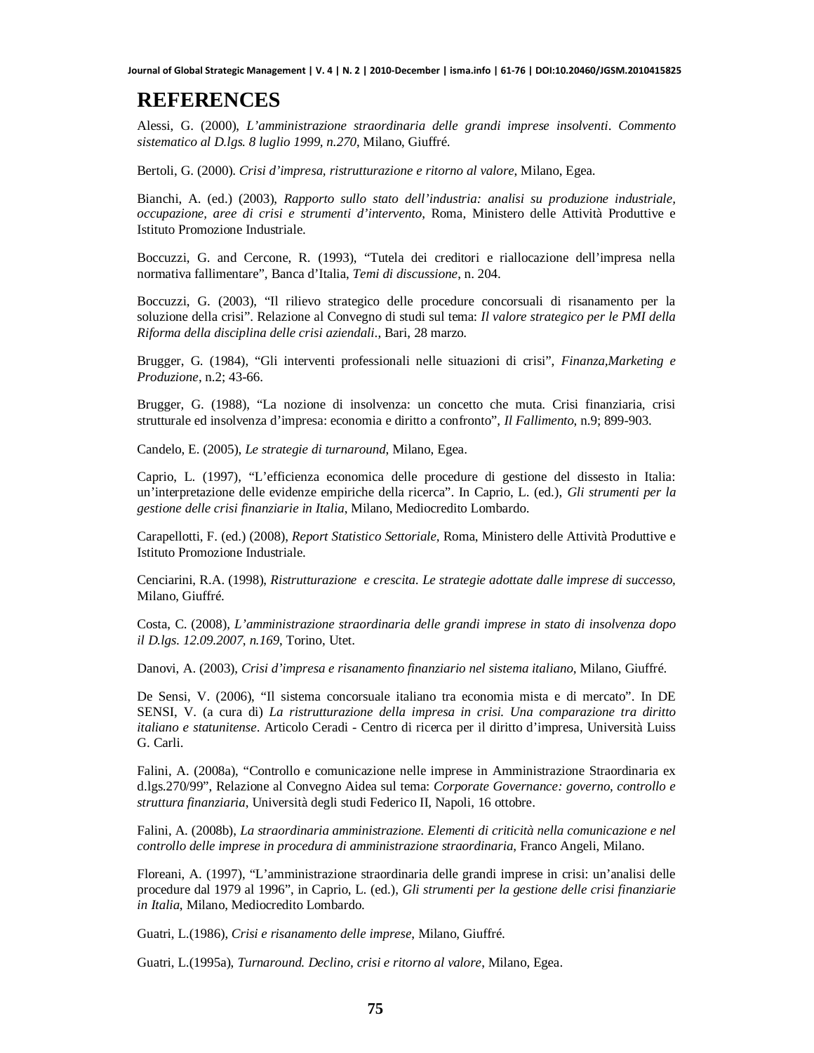# REFERENCES

Alessi, G. (2000), *L'amministrazione straordinaria delle grandi imprese insolventi. Commento sistematico al D.lgs. 8 luglio 1999, n.270*, Milano, Giuffré.

Bertoli, G. (2000). *Crisi d'impresa, ristrutturazione e ritorno al valore*, Milano, Egea.

Bianchi, A. (ed.) (2003), *Rapporto sullo stato dell'industria: analisi su produzione industriale, occupazione, aree di crisi e strumenti d'intervento*, Roma, Ministero delle Attività Produttive e Istituto Promozione Industriale.

Boccuzzi, G. and Cercone, R. (1993), "Tutela dei creditori e riallocazione dell'impresa nella normativa fallimentare", Banca d'Italia, *Temi di discussione*, n. 204.

Boccuzzi, G. (2003), "Il rilievo strategico delle procedure concorsuali di risanamento per la soluzione della crisi". Relazione al Convegno di studi sul tema: *Il valore strategico per le PMI della Riforma della disciplina delle crisi aziendali*., Bari, 28 marzo.

Brugger, G. (1984), "Gli interventi professionali nelle situazioni di crisi", *Finanza,Marketing e Produzione*, n.2; 43-66.

Brugger, G. (1988), "La nozione di insolvenza: un concetto che muta. Crisi finanziaria, crisi strutturale ed insolvenza d'impresa: economia e diritto a confronto", *Il Fallimento*, n.9; 899-903.

Candelo, E. (2005), *Le strategie di turnaround*, Milano, Egea.

Caprio, L. (1997), "L'efficienza economica delle procedure di gestione del dissesto in Italia: un'interpretazione delle evidenze empiriche della ricerca". In Caprio, L. (ed.), *Gli strumenti per la gestione delle crisi finanziarie in Italia*, Milano, Mediocredito Lombardo.

Carapellotti, F. (ed.) (2008), *Report Statistico Settoriale*, Roma, Ministero delle Attività Produttive e Istituto Promozione Industriale.

Cenciarini, R.A. (1998), *Ristrutturazione e crescita. Le strategie adottate dalle imprese di successo*, Milano, Giuffré.

Costa, C. (2008), *L'amministrazione straordinaria delle grandi imprese in stato di insolvenza dopo il D.lgs. 12.09.2007, n.169*, Torino, Utet.

Danovi, A. (2003), *Crisi d'impresa e risanamento finanziario nel sistema italiano*, Milano, Giuffré.

De Sensi, V. (2006), "Il sistema concorsuale italiano tra economia mista e di mercato". In DE SENSI, V. (a cura di) *La ristrutturazione della impresa in crisi. Una comparazione tra diritto italiano e statunitense*. Articolo Ceradi - Centro di ricerca per il diritto d'impresa, Università Luiss G. Carli.

Falini, A. (2008a), "Controllo e comunicazione nelle imprese in Amministrazione Straordinaria ex d.lgs.270/99", Relazione al Convegno Aidea sul tema: *Corporate Governance: governo, controllo e struttura finanziaria*, Università degli studi Federico II, Napoli, 16 ottobre.

Falini, A. (2008b), *La straordinaria amministrazione. Elementi di criticità nella comunicazione e nel controllo delle imprese in procedura di amministrazione straordinaria*, Franco Angeli, Milano.

Floreani, A. (1997), "L'amministrazione straordinaria delle grandi imprese in crisi: un'analisi delle procedure dal 1979 al 1996", in Caprio, L. (ed.), *Gli strumenti per la gestione delle crisi finanziarie in Italia*, Milano, Mediocredito Lombardo.

Guatri, L.(1986), *Crisi e risanamento delle imprese*, Milano, Giuffré.

Guatri, L.(1995a), *Turnaround. Declino, crisi e ritorno al valore*, Milano, Egea.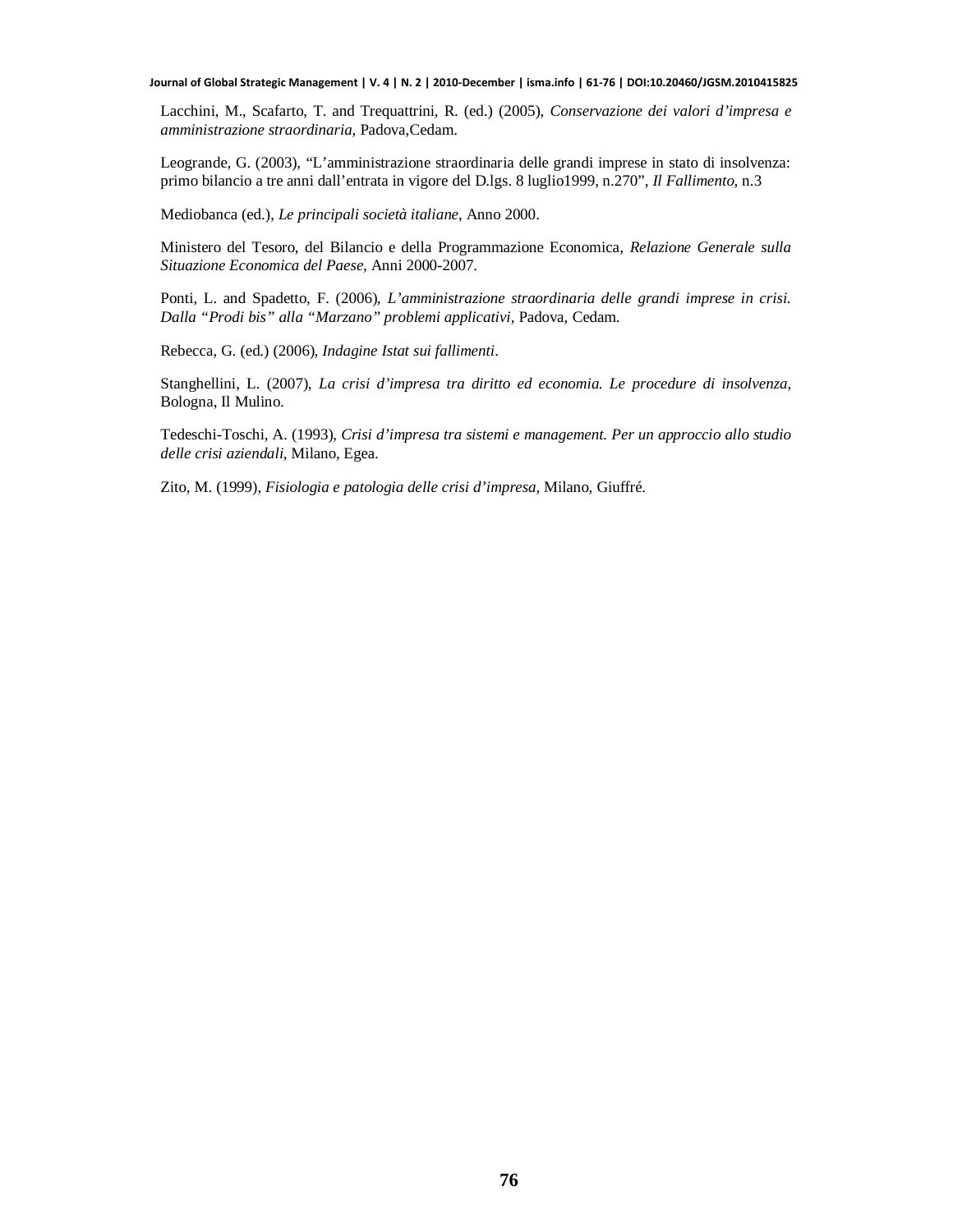Lacchini, M., Scafarto, T. and Trequattrini, R. (ed.) (2005), *Conservazione dei valori d'impresa e amministrazione straordinaria*, Padova,Cedam.

Leogrande, G. (2003), "L'amministrazione straordinaria delle grandi imprese in stato di insolvenza: primo bilancio a tre anni dall'entrata in vigore del D.lgs. 8 luglio1999, n.270", *Il Fallimento*, n.3

Mediobanca (ed.), *Le principali società italiane*, Anno 2000.

Ministero del Tesoro, del Bilancio e della Programmazione Economica, *Relazione Generale sulla Situazione Economica del Paese*, Anni 2000-2007.

Ponti, L. and Spadetto, F. (2006), *L'amministrazione straordinaria delle grandi imprese in crisi. Dalla "Prodi bis" alla "Marzano" problemi applicativi*, Padova, Cedam.

Rebecca, G. (ed.) (2006), *Indagine Istat sui fallimenti*.

Stanghellini, L. (2007), *La crisi d'impresa tra diritto ed economia. Le procedure di insolvenza*, Bologna, Il Mulino.

Tedeschi-Toschi, A. (1993), *Crisi d'impresa tra sistemi e management. Per un approccio allo studio delle crisi aziendali*, Milano, Egea.

Zito, M. (1999), *Fisiologia e patologia delle crisi d'impresa*, Milano, Giuffré.